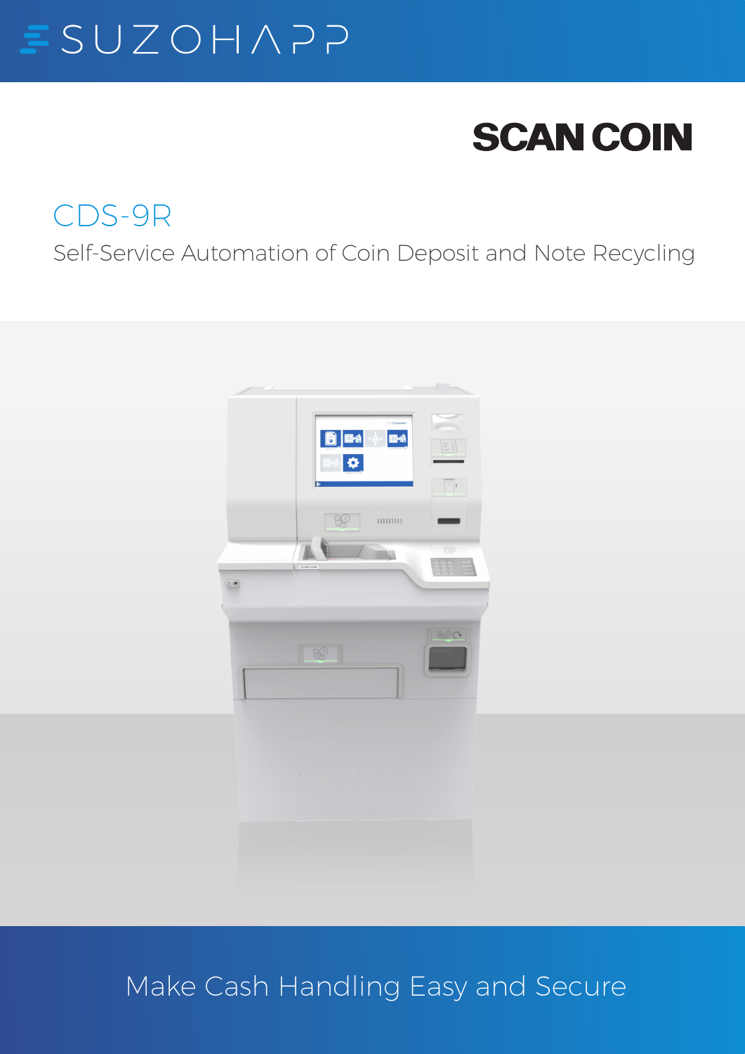SUZOHAPP

SCAN COIN

# CDS-9R

Self-Service Automation of Coin Deposit and Note Recycling

Make Cash Handling Easy and Secure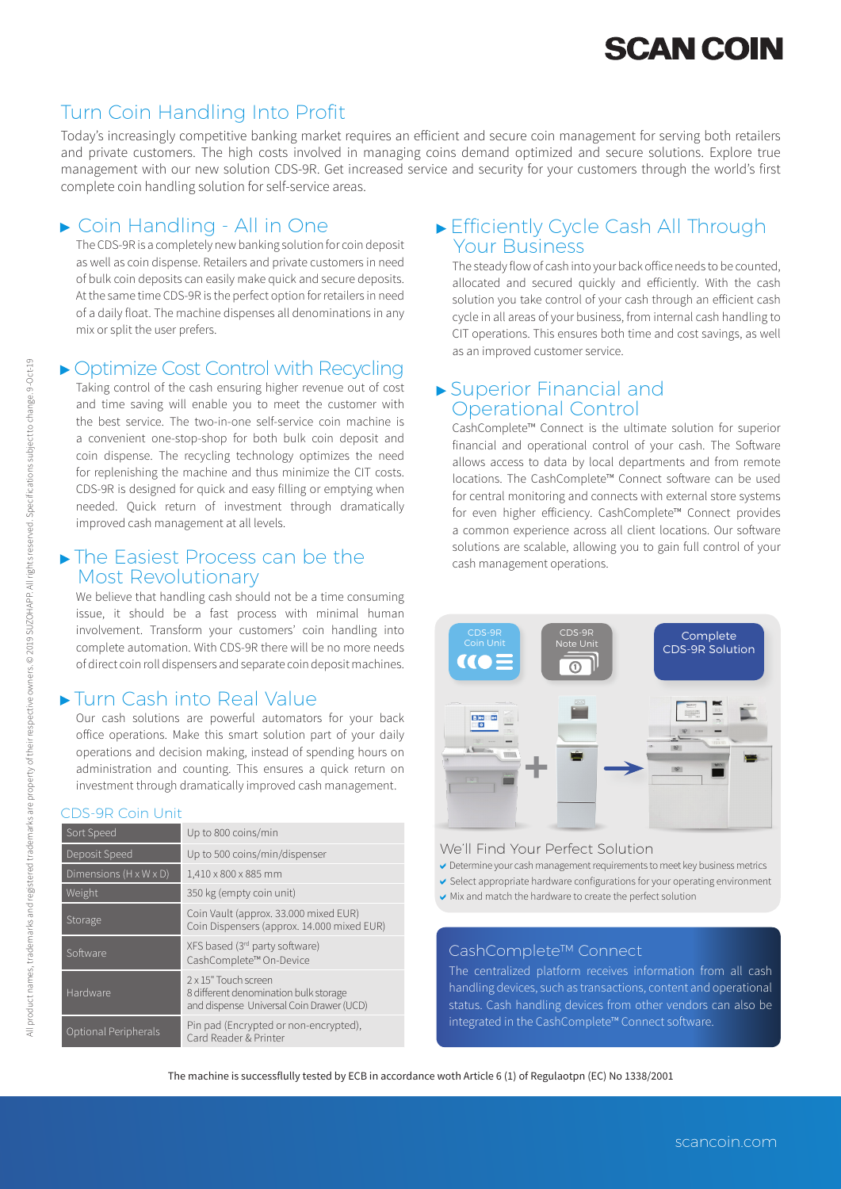# SCAN COIN

## Turn Coin Handling Into Profit

Today's increasingly competitive banking market requires an efficient and secure coin management for serving both retailers and private customers. The high costs involved in managing coins demand optimized and secure solutions. Explore true management with our new solution CDS-9R. Get increased service and security for your customers through the world's first complete coin handling solution for self-service areas.

### ▸ Coin Handling - All in One

The CDS-9R is a completely new banking solution for coin deposit as well as coin dispense. Retailers and private customers in need of bulk coin deposits can easily make quick and secure deposits. At the same time CDS-9R is the perfect option for retailers in need of a daily float. The machine dispenses all denominations in any mix or split the user prefers.

### ▸ Optimize Cost Control with Recycling

Taking control of the cash ensuring higher revenue out of cost and time saving will enable you to meet the customer with the best service. The two-in-one self-service coin machine is a convenient one-stop-shop for both bulk coin deposit and coin dispense. The recycling technology optimizes the need for replenishing the machine and thus minimizing the CIT costs. CDS-9R is designed for quick and easy filling or emptying when needed. Quick return of investment through dramatically improved cash management at all levels.

### ▸ The Easiest Process can be the Most Revolutionary

We believe that handling cash should not be a time consuming issue, it should be a fast process with minimal human involvement. Transform your customers' coin handling into complete automation. With CDS-9R there will be no more needs of direct coin roll dispensers and separate coin deposit machines.

### ▸ Turn Cash into Real Value

Our cash solutions are powerful automators for your back office operations. Make this smart solution part of your daily operations and decision making, instead of spending hours on administration and counting. This ensures a quick return on investment through dramatically improved cash management.

### CDS-9R Coin Unit

| | |
|---|---|
| Sort Speed | Up to 800 coins/min |
| Deposit Speed | Up to 500 coins/min/dispenser |
| Dimensions (H x W x D) | 1,410 x 800 x 885 mm |
| Weight | 350 kg (empty coin unit) |
| Storage | Coin Vault (approx. 33.000 mixed EUR)<br>Coin Dispensers (approx. 14.000 mixed EUR) |
| Software | XFS based (3rd party software)<br>CashComplete™ On-Device |
| Hardware | 2 x 15" Touch screen<br>8 different denomination bulk storage and dispense Universal Coin Drawer (UCD) |
| Optional Peripherals | Pin pad (Encrypted or non-encrypted), Card Reader & Printer |

### ▸ Efficiently Cycle Cash All Through Your Business

The steady flow of cash into your back office needs to be counted, allocated and secured quickly and efficiently. With the cash solution you take control of your cash through an efficient cash cycle in all areas of your business, from internal cash handling to CIT operations. This ensures both time and cost savings, as well as an improved customer service.

### ▸ Superior Financial and Operational Control

CashComplete™ Connect is the ultimate solution for superior financial and operational control of your cash. The Software allows access to data by local departments and from remote locations. The CashComplete™ Connect software can be used for central monitoring and connects with external store systems for even higher efficiency. CashComplete™ Connect provides a common experience across all client locations. Our software solutions are scalable, allowing you to gain full control of your cash management operations.

CDS-9R Coin Unit

CDS-9R Note Unit

Complete CDS-9R Solution

### We'll Find Your Perfect Solution

- Determine your cash management requirements to meet key business metrics
- Select appropriate hardware configurations for your operating environment
- Mix and match the hardware to create the perfect solution

### CashComplete™ Connect

The centralized platform receives information from all cash handling devices, such as transactions, content and operational status. Cash handling devices from other vendors can also be integrated in the CashComplete™ Connect software.

The machine is successflully tested by ECB in accordance woth Article 6 (1) of Regulaotpn (EC) No 1338/2001

All product names, trademarks and registered trademarks are property of their respective owners. © 2019 SUZOHAPP. All rights reserved. Specifications subject to change. 9-Oct-19

scancoin.com